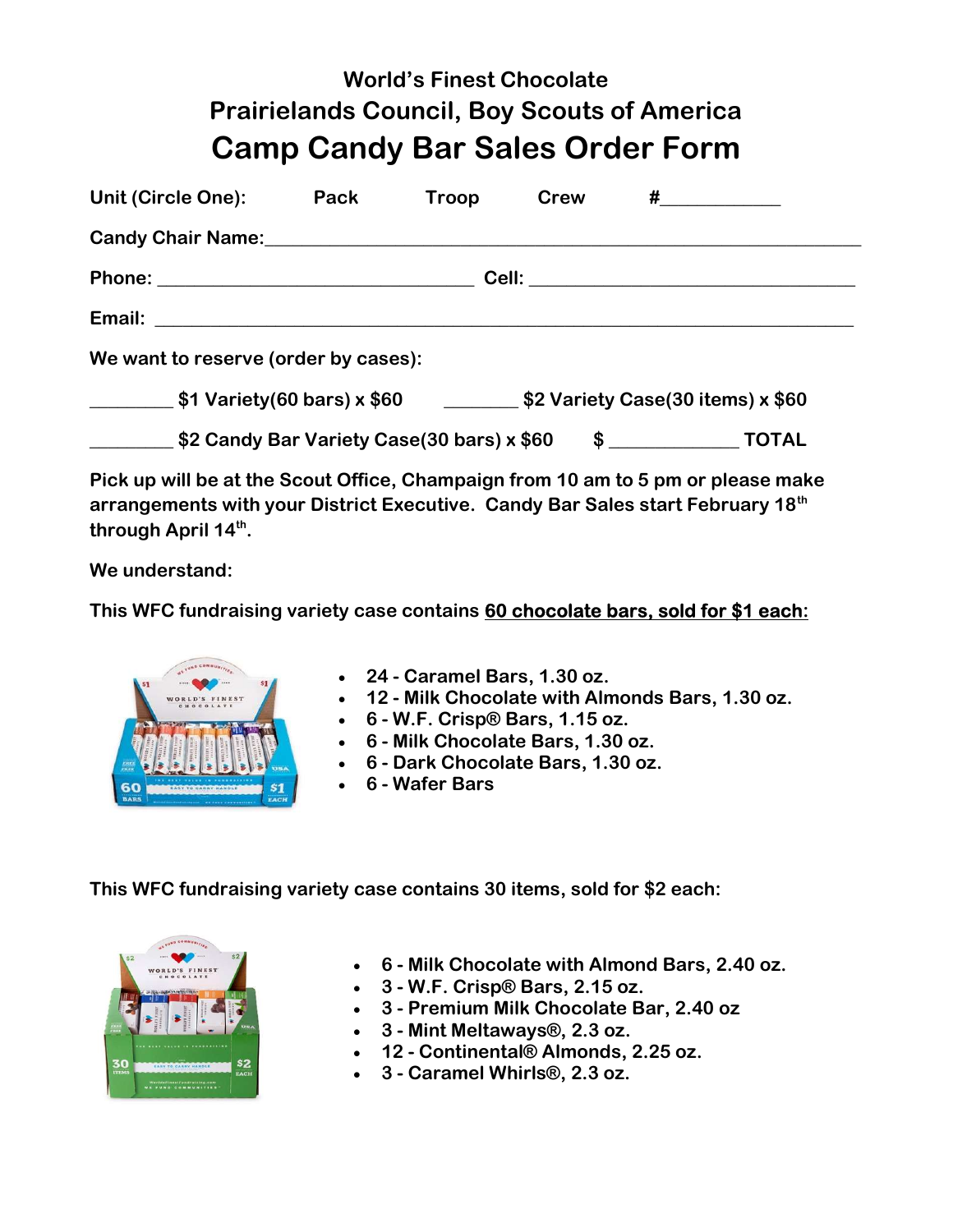# World's Finest Chocolate
## Prairielands Council, Boy Scouts of America
# Camp Candy Bar Sales Order Form

**Unit (Circle One):** Pack Troop Crew #____________

**Candy Chair Name:**______________________________________________________________

**Phone:** ________________________________ **Cell:** ________________________________

**Email:** ______________________________________________________________________

**We want to reserve (order by cases):**

**________ $1 Variety(60 bars) x $60** **_______ $2 Variety Case(30 items) x $60**

**________ $2 Candy Bar Variety Case(30 bars) x $60** **$ _____________ TOTAL**

**Pick up will be at the Scout Office, Champaign from 10 am to 5 pm or please make arrangements with your District Executive. Candy Bar Sales start February 18th through April 14th.**

**We understand:**

**This WFC fundraising variety case contains <u>60 chocolate bars, sold for $1 each</u>:**

- 24 - Caramel Bars, 1.30 oz.
- 12 - Milk Chocolate with Almonds Bars, 1.30 oz.
- 6 - W.F. Crisp® Bars, 1.15 oz.
- 6 - Milk Chocolate Bars, 1.30 oz.
- 6 - Dark Chocolate Bars, 1.30 oz.
- 6 - Wafer Bars

**This WFC fundraising variety case contains 30 items, sold for $2 each:**

- 6 - Milk Chocolate with Almond Bars, 2.40 oz.
- 3 - W.F. Crisp® Bars, 2.15 oz.
- 3 - Premium Milk Chocolate Bar, 2.40 oz
- 3 - Mint Meltaways®, 2.3 oz.
- 12 - Continental® Almonds, 2.25 oz.
- 3 - Caramel Whirls®, 2.3 oz.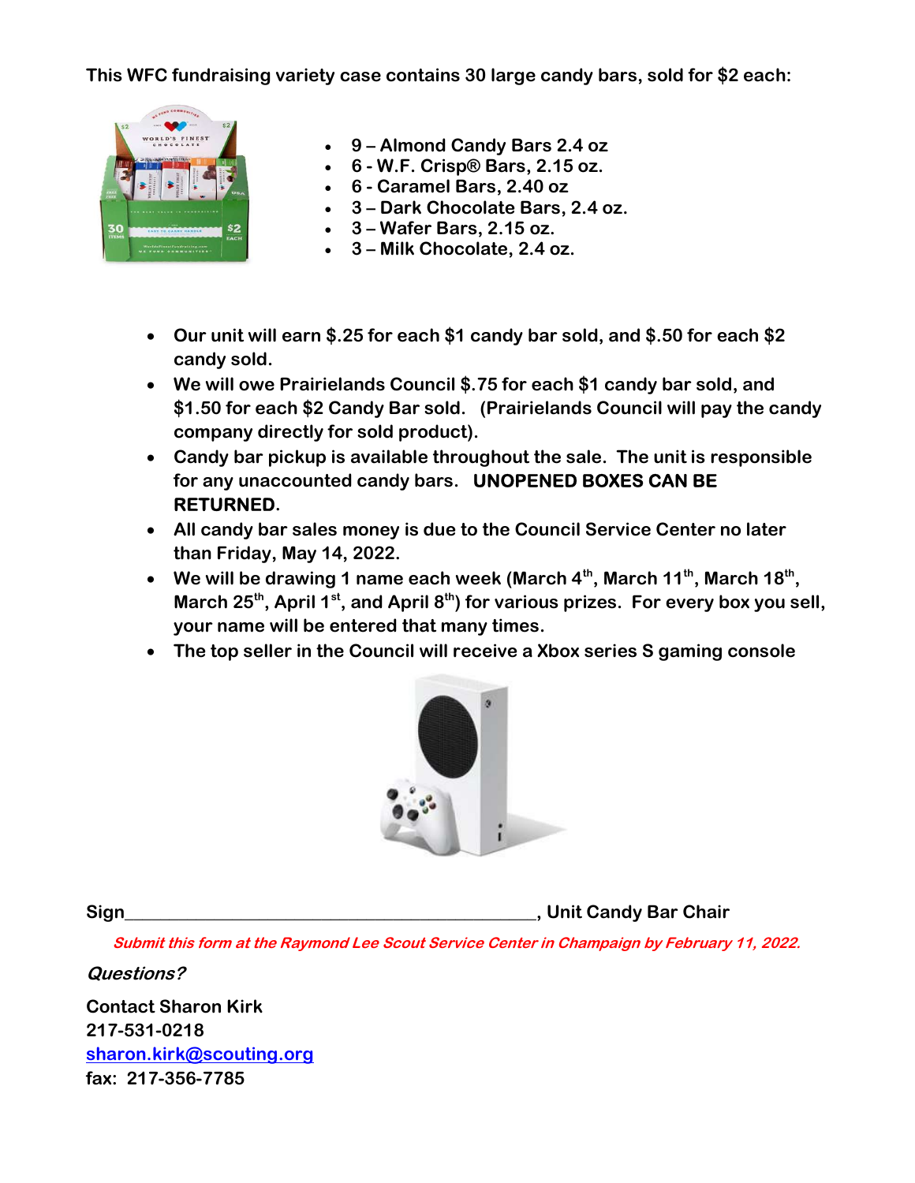**This WFC fundraising variety case contains 30 large candy bars, sold for $2 each:**

- **9 – Almond Candy Bars 2.4 oz**
- **6 - W.F. Crisp® Bars, 2.15 oz.**
- **6 - Caramel Bars, 2.40 oz**
- **3 – Dark Chocolate Bars, 2.4 oz.**
- **3 – Wafer Bars, 2.15 oz.**
- **3 – Milk Chocolate, 2.4 oz.**

- **Our unit will earn $.25 for each $1 candy bar sold, and $.50 for each $2 candy sold.**
- **We will owe Prairielands Council $.75 for each $1 candy bar sold, and $1.50 for each $2 Candy Bar sold. (Prairielands Council will pay the candy company directly for sold product).**
- **Candy bar pickup is available throughout the sale. The unit is responsible for any unaccounted candy bars. UNOPENED BOXES CAN BE RETURNED.**
- **All candy bar sales money is due to the Council Service Center no later than Friday, May 14, 2022.**
- **We will be drawing 1 name each week (March 4th, March 11th, March 18th, March 25th, April 1st, and April 8th) for various prizes. For every box you sell, your name will be entered that many times.**
- **The top seller in the Council will receive a Xbox series S gaming console**

**Sign_____________________________________________, Unit Candy Bar Chair**

***Submit this form at the Raymond Lee Scout Service Center in Champaign by February 11, 2022.***

***Questions?***

**Contact Sharon Kirk**
**217-531-0218**
**sharon.kirk@scouting.org**
**fax: 217-356-7785**